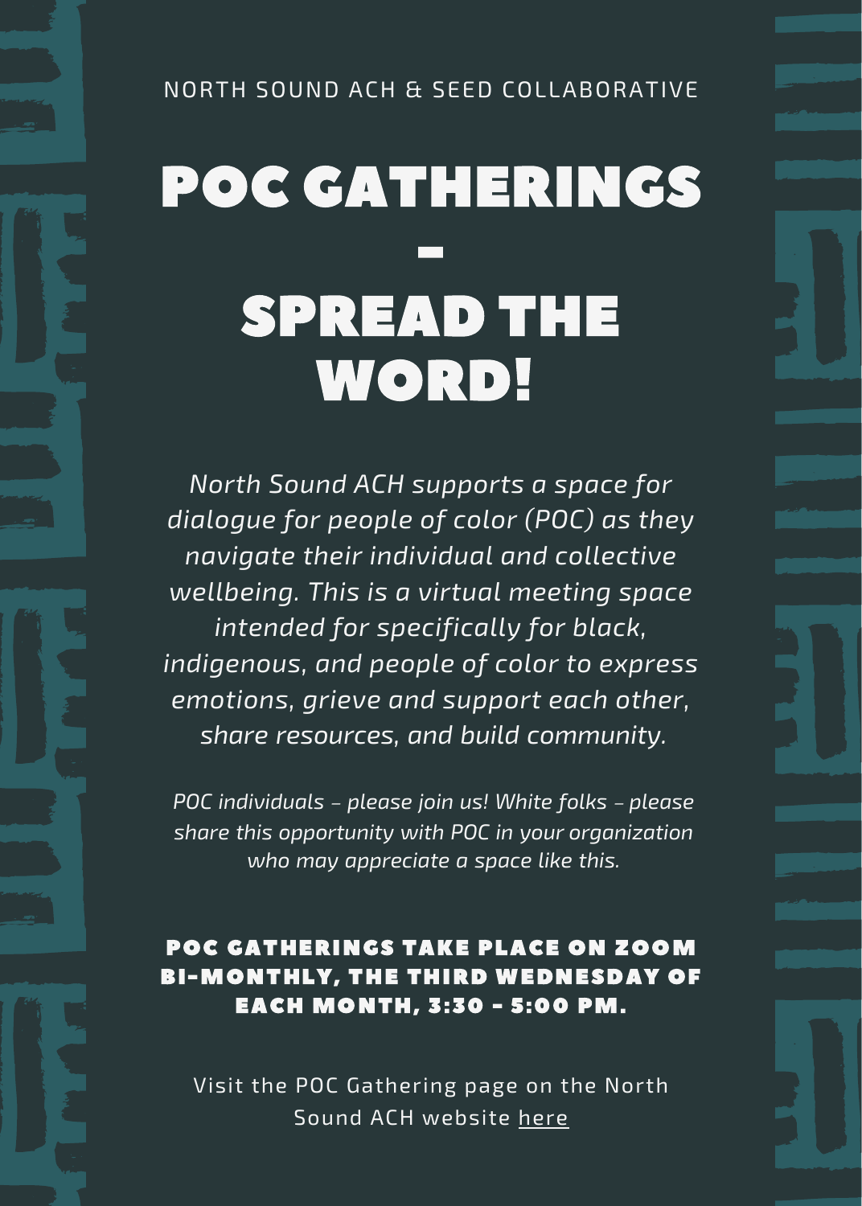NORTH SOUND ACH & SEED COLLABORATIVE

# POC GATHERINGS - SPREAD THE WORD!

*North Sound ACH supports a space for dialogue for people of color (POC) as they navigate their individual and collective wellbeing. This is a virtual meeting space intended for specifically for black, indigenous, and people of color to express emotions, grieve and support each other, share resources, and build community.*

*POC individuals – please join us! White folks – please share this opportunity with POC in your organization who may appreciate a space like this.*

**POC GATHERINGS TAKE PLACE ON ZOOM BI-MONTHLY, THE THIRD WEDNESDAY OF EACH MONTH, 3:30 - 5:00 PM.**

Visit the POC Gathering page on the North Sound ACH website here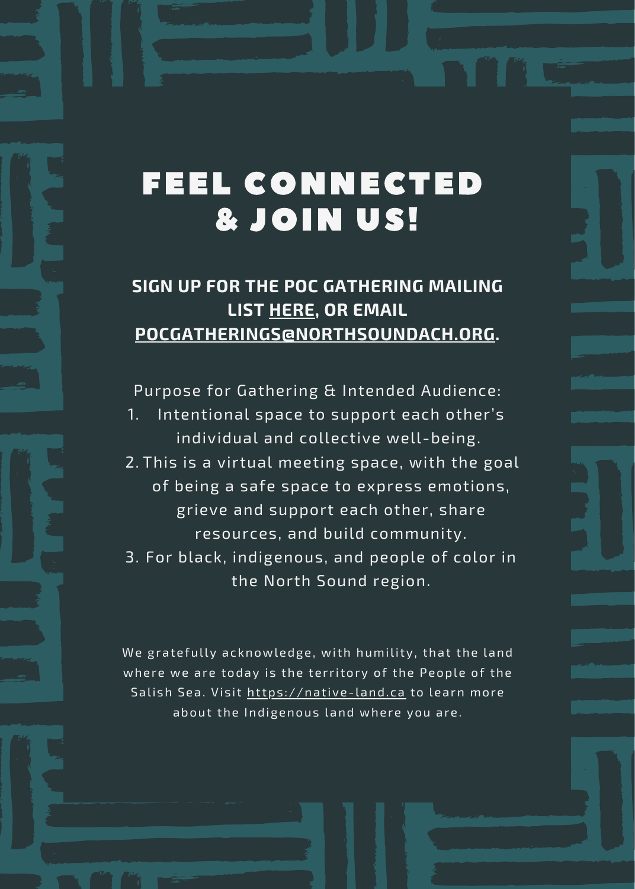# FEEL CONNECTED & JOIN US!

**SIGN UP FOR THE POC GATHERING MAILING LIST HERE, OR EMAIL POCGATHERINGS@NORTHSOUNDACH.ORG.**

Purpose for Gathering & Intended Audience:

1. Intentional space to support each other's individual and collective well-being.
2. This is a virtual meeting space, with the goal of being a safe space to express emotions, grieve and support each other, share resources, and build community.
3. For black, indigenous, and people of color in the North Sound region.

We gratefully acknowledge, with humility, that the land where we are today is the territory of the People of the Salish Sea. Visit https://native-land.ca to learn more about the Indigenous land where you are.